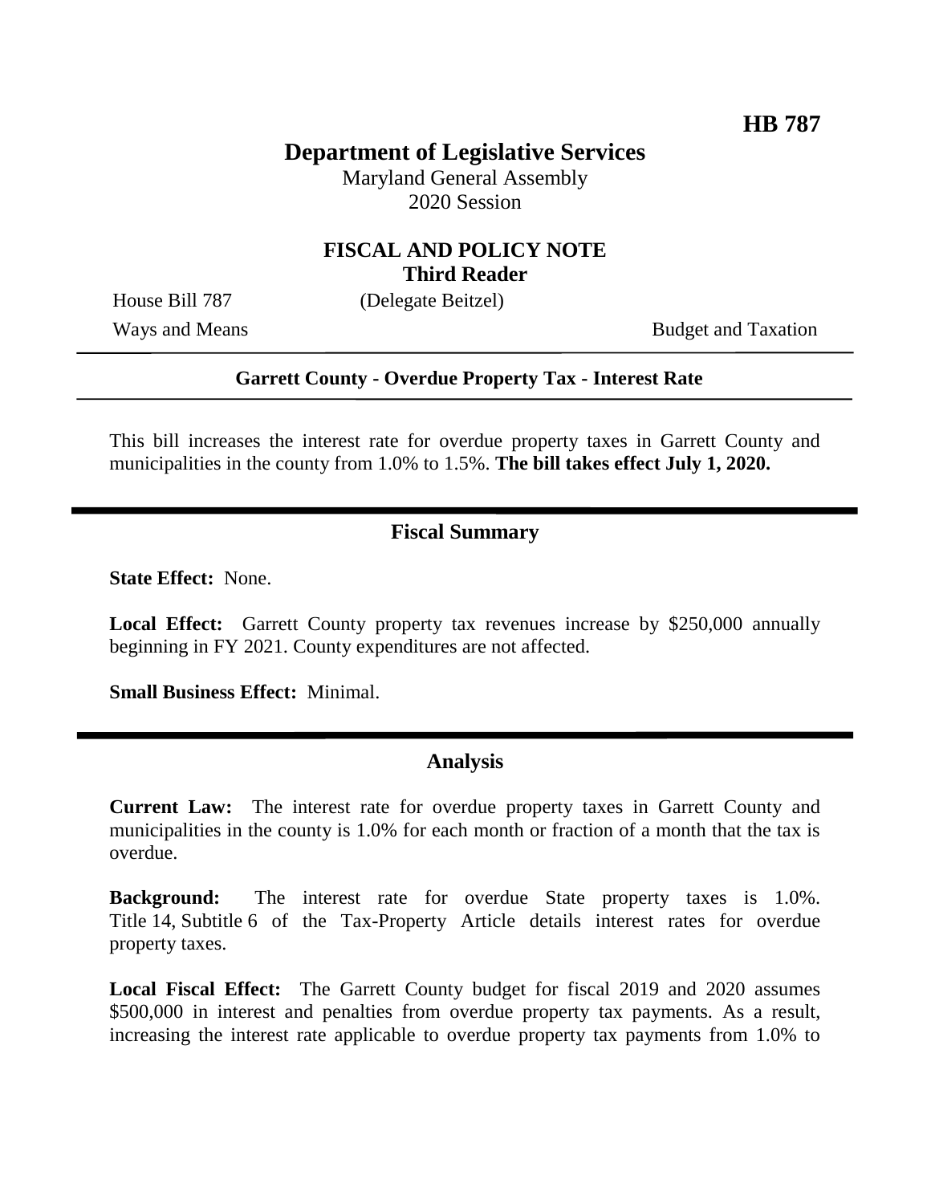**HB 787**

# Department of Legislative Services

Maryland General Assembly
2020 Session

## FISCAL AND POLICY NOTE
**Third Reader**

House Bill 787 (Delegate Beitzel)

Ways and Means Budget and Taxation

---

**Garrett County - Overdue Property Tax - Interest Rate**

---

This bill increases the interest rate for overdue property taxes in Garrett County and municipalities in the county from 1.0% to 1.5%. **The bill takes effect July 1, 2020.**

---

## Fiscal Summary

**State Effect:** None.

**Local Effect:** Garrett County property tax revenues increase by $250,000 annually beginning in FY 2021. County expenditures are not affected.

**Small Business Effect:** Minimal.

---

## Analysis

**Current Law:** The interest rate for overdue property taxes in Garrett County and municipalities in the county is 1.0% for each month or fraction of a month that the tax is overdue.

**Background:** The interest rate for overdue State property taxes is 1.0%. Title 14, Subtitle 6 of the Tax-Property Article details interest rates for overdue property taxes.

**Local Fiscal Effect:** The Garrett County budget for fiscal 2019 and 2020 assumes $500,000 in interest and penalties from overdue property tax payments. As a result, increasing the interest rate applicable to overdue property tax payments from 1.0% to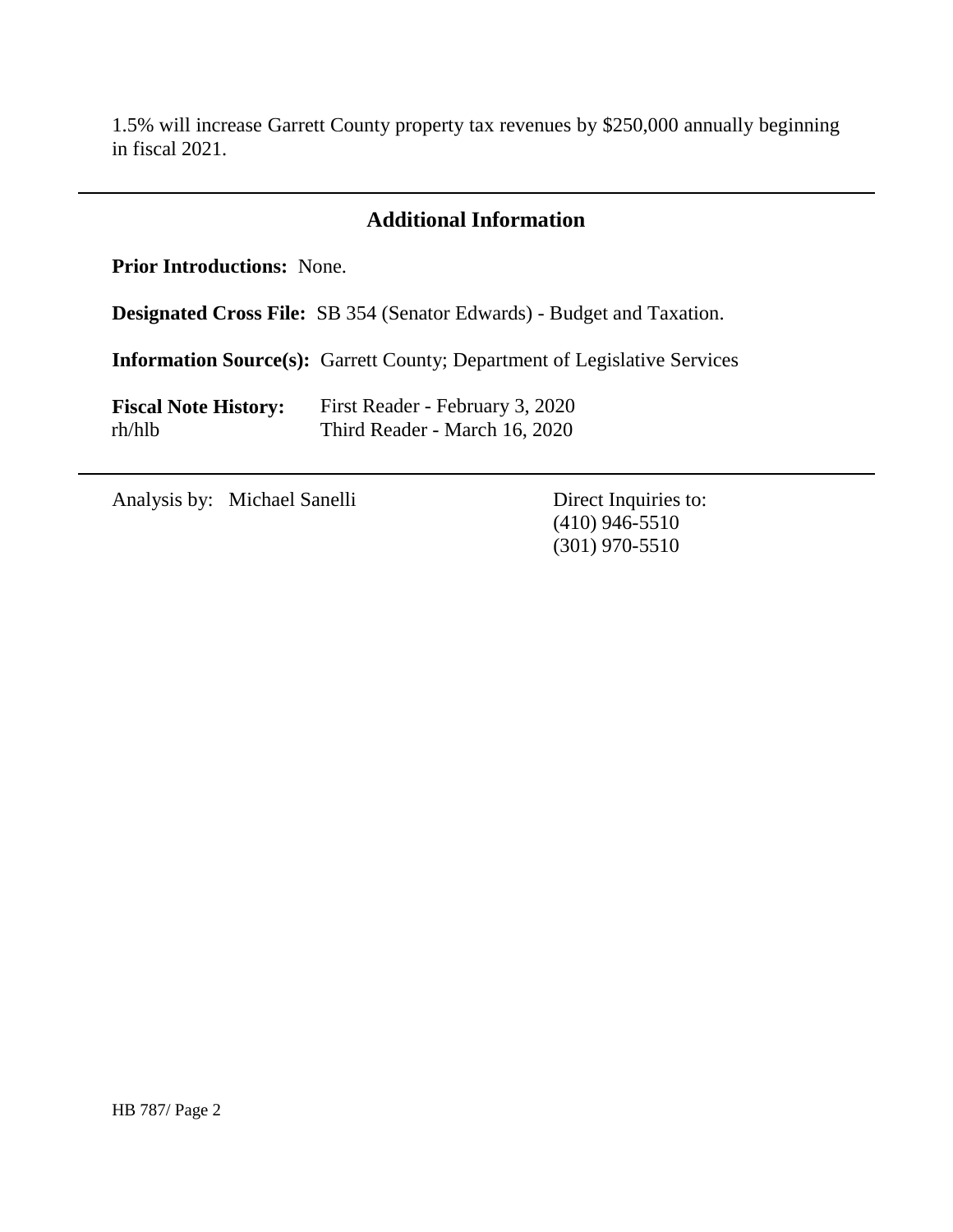1.5% will increase Garrett County property tax revenues by $250,000 annually beginning in fiscal 2021.

## Additional Information

**Prior Introductions:** None.

**Designated Cross File:** SB 354 (Senator Edwards) - Budget and Taxation.

**Information Source(s):** Garrett County; Department of Legislative Services

**Fiscal Note History:** First Reader - February 3, 2020
rh/hlb Third Reader - March 16, 2020

Analysis by: Michael Sanelli

Direct Inquiries to:
(410) 946-5510
(301) 970-5510